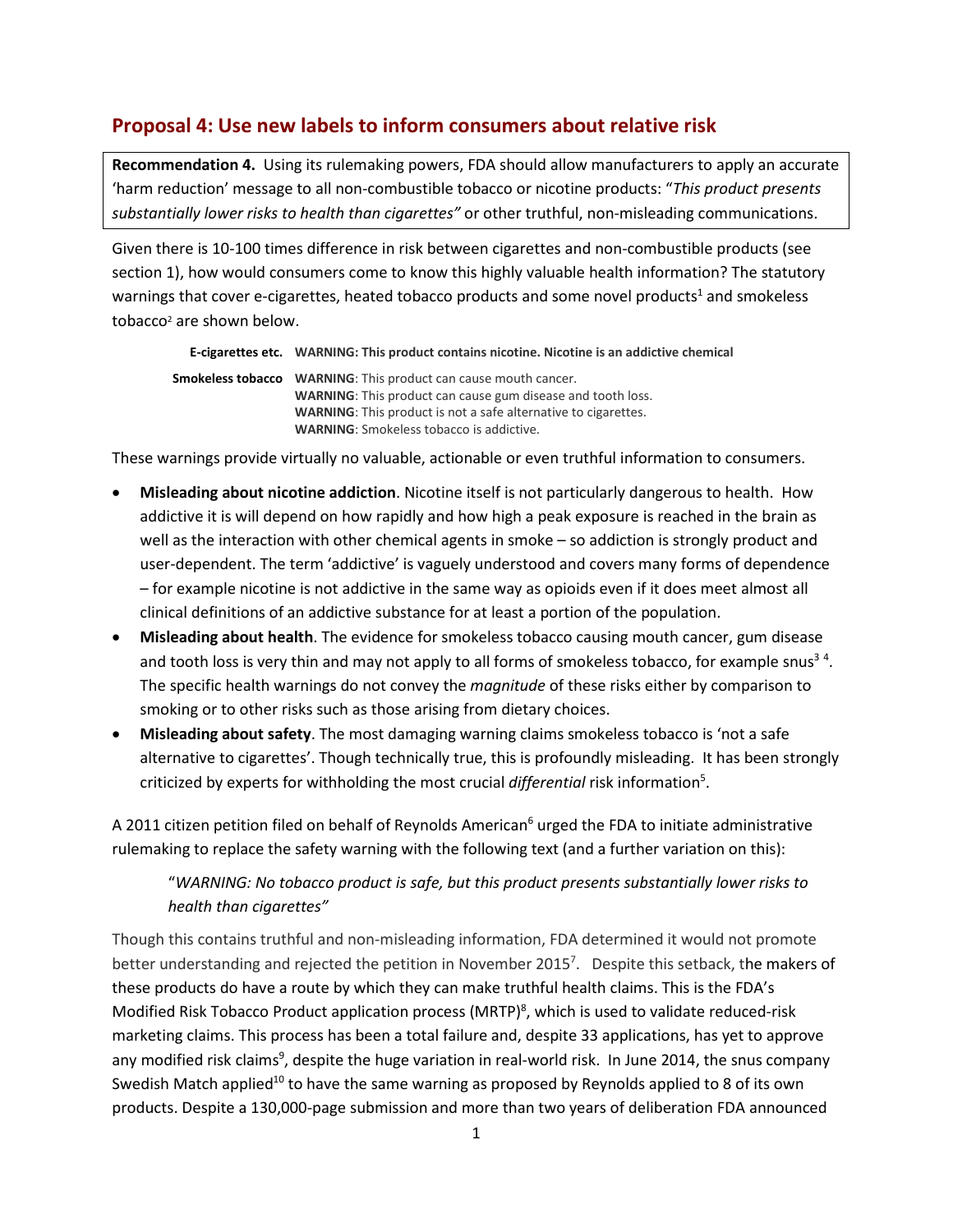## Proposal 4: Use new labels to inform consumers about relative risk

**Recommendation 4.** Using its rulemaking powers, FDA should allow manufacturers to apply an accurate 'harm reduction' message to all non-combustible tobacco or nicotine products: "*This product presents substantially lower risks to health than cigarettes"* or other truthful, non-misleading communications.

Given there is 10-100 times difference in risk between cigarettes and non-combustible products (see section 1), how would consumers come to know this highly valuable health information? The statutory warnings that cover e-cigarettes, heated tobacco products and some novel products[1] and smokeless tobacco[2] are shown below.

| | |
|---|---|
| **E-cigarettes etc.** | **WARNING: This product contains nicotine. Nicotine is an addictive chemical** |
| **Smokeless tobacco** | **WARNING**: This product can cause mouth cancer.<br>**WARNING**: This product can cause gum disease and tooth loss.<br>**WARNING**: This product is not a safe alternative to cigarettes.<br>**WARNING**: Smokeless tobacco is addictive. |

These warnings provide virtually no valuable, actionable or even truthful information to consumers.

- **Misleading about nicotine addiction**. Nicotine itself is not particularly dangerous to health. How addictive it is will depend on how rapidly and how high a peak exposure is reached in the brain as well as the interaction with other chemical agents in smoke – so addiction is strongly product and user-dependent. The term 'addictive' is vaguely understood and covers many forms of dependence – for example nicotine is not addictive in the same way as opioids even if it does meet almost all clinical definitions of an addictive substance for at least a portion of the population.
- **Misleading about health**. The evidence for smokeless tobacco causing mouth cancer, gum disease and tooth loss is very thin and may not apply to all forms of smokeless tobacco, for example snus[3] [4]. The specific health warnings do not convey the *magnitude* of these risks either by comparison to smoking or to other risks such as those arising from dietary choices.
- **Misleading about safety**. The most damaging warning claims smokeless tobacco is 'not a safe alternative to cigarettes'. Though technically true, this is profoundly misleading. It has been strongly criticized by experts for withholding the most crucial *differential* risk information[5].

A 2011 citizen petition filed on behalf of Reynolds American[6] urged the FDA to initiate administrative rulemaking to replace the safety warning with the following text (and a further variation on this):

> "*WARNING: No tobacco product is safe, but this product presents substantially lower risks to health than cigarettes"*

Though this contains truthful and non-misleading information, FDA determined it would not promote better understanding and rejected the petition in November 2015[7]. Despite this setback, the makers of these products do have a route by which they can make truthful health claims. This is the FDA's Modified Risk Tobacco Product application process (MRTP)[8], which is used to validate reduced-risk marketing claims. This process has been a total failure and, despite 33 applications, has yet to approve any modified risk claims[9], despite the huge variation in real-world risk. In June 2014, the snus company Swedish Match applied[10] to have the same warning as proposed by Reynolds applied to 8 of its own products. Despite a 130,000-page submission and more than two years of deliberation FDA announced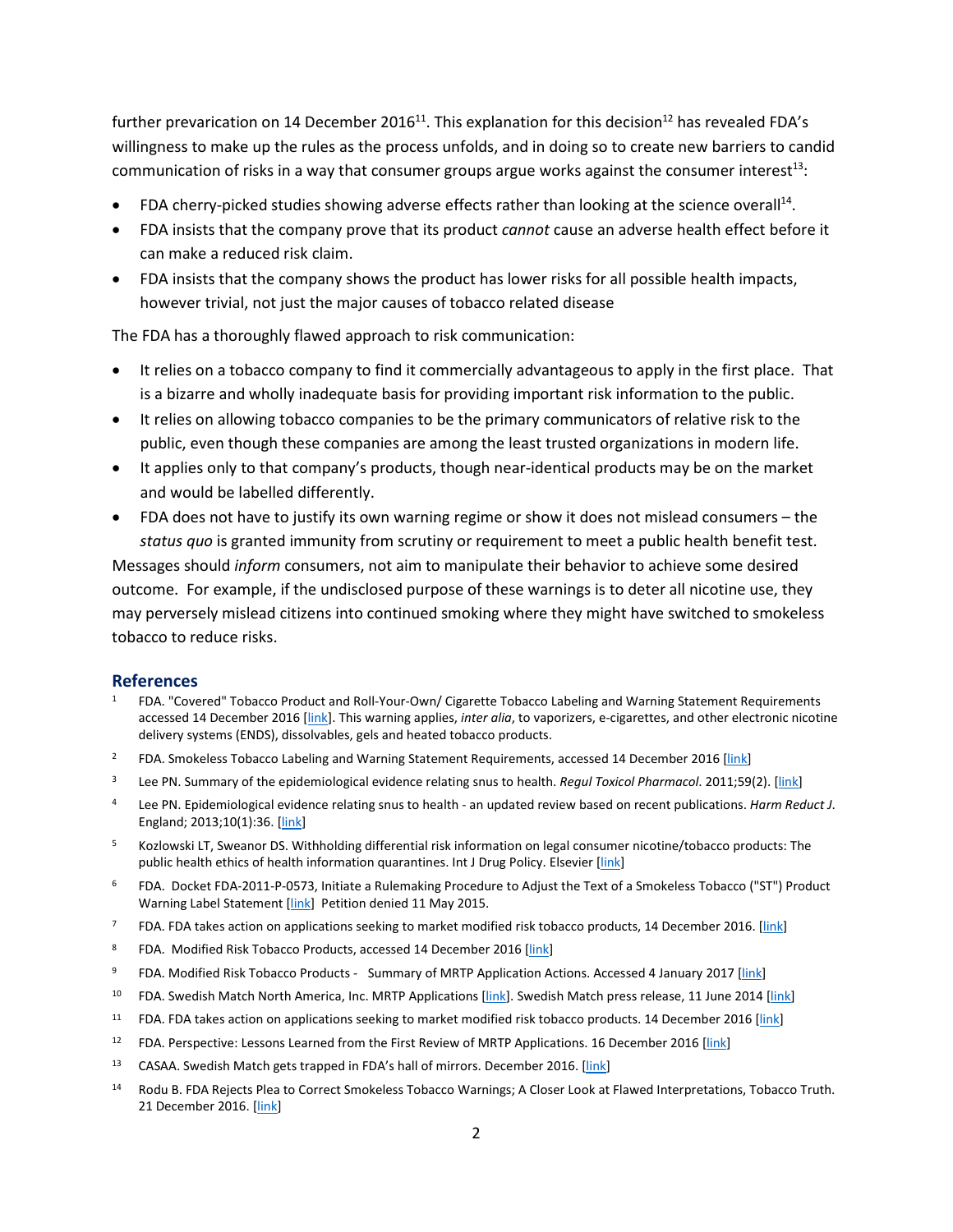further prevarication on 14 December 2016[11]. This explanation for this decision[12] has revealed FDA's willingness to make up the rules as the process unfolds, and in doing so to create new barriers to candid communication of risks in a way that consumer groups argue works against the consumer interest[13]:

- FDA cherry-picked studies showing adverse effects rather than looking at the science overall[14].
- FDA insists that the company prove that its product *cannot* cause an adverse health effect before it can make a reduced risk claim.
- FDA insists that the company shows the product has lower risks for all possible health impacts, however trivial, not just the major causes of tobacco related disease

The FDA has a thoroughly flawed approach to risk communication:

- It relies on a tobacco company to find it commercially advantageous to apply in the first place. That is a bizarre and wholly inadequate basis for providing important risk information to the public.
- It relies on allowing tobacco companies to be the primary communicators of relative risk to the public, even though these companies are among the least trusted organizations in modern life.
- It applies only to that company's products, though near-identical products may be on the market and would be labelled differently.
- FDA does not have to justify its own warning regime or show it does not mislead consumers – the *status quo* is granted immunity from scrutiny or requirement to meet a public health benefit test.

Messages should *inform* consumers, not aim to manipulate their behavior to achieve some desired outcome. For example, if the undisclosed purpose of these warnings is to deter all nicotine use, they may perversely mislead citizens into continued smoking where they might have switched to smokeless tobacco to reduce risks.

## References

1. FDA. "Covered" Tobacco Product and Roll-Your-Own/ Cigarette Tobacco Labeling and Warning Statement Requirements accessed 14 December 2016 [link]. This warning applies, *inter alia*, to vaporizers, e-cigarettes, and other electronic nicotine delivery systems (ENDS), dissolvables, gels and heated tobacco products.
2. FDA. Smokeless Tobacco Labeling and Warning Statement Requirements, accessed 14 December 2016 [link]
3. Lee PN. Summary of the epidemiological evidence relating snus to health. *Regul Toxicol Pharmacol*. 2011;59(2). [link]
4. Lee PN. Epidemiological evidence relating snus to health - an updated review based on recent publications. *Harm Reduct J*. England; 2013;10(1):36. [link]
5. Kozlowski LT, Sweanor DS. Withholding differential risk information on legal consumer nicotine/tobacco products: The public health ethics of health information quarantines. Int J Drug Policy. Elsevier [link]
6. FDA. Docket FDA-2011-P-0573, Initiate a Rulemaking Procedure to Adjust the Text of a Smokeless Tobacco ("ST") Product Warning Label Statement [link] Petition denied 11 May 2015.
7. FDA. FDA takes action on applications seeking to market modified risk tobacco products, 14 December 2016. [link]
8. FDA. Modified Risk Tobacco Products, accessed 14 December 2016 [link]
9. FDA. Modified Risk Tobacco Products - Summary of MRTP Application Actions. Accessed 4 January 2017 [link]
10. FDA. Swedish Match North America, Inc. MRTP Applications [link]. Swedish Match press release, 11 June 2014 [link]
11. FDA. FDA takes action on applications seeking to market modified risk tobacco products. 14 December 2016 [link]
12. FDA. Perspective: Lessons Learned from the First Review of MRTP Applications. 16 December 2016 [link]
13. CASAA. Swedish Match gets trapped in FDA's hall of mirrors. December 2016. [link]
14. Rodu B. FDA Rejects Plea to Correct Smokeless Tobacco Warnings; A Closer Look at Flawed Interpretations, Tobacco Truth. 21 December 2016. [link]